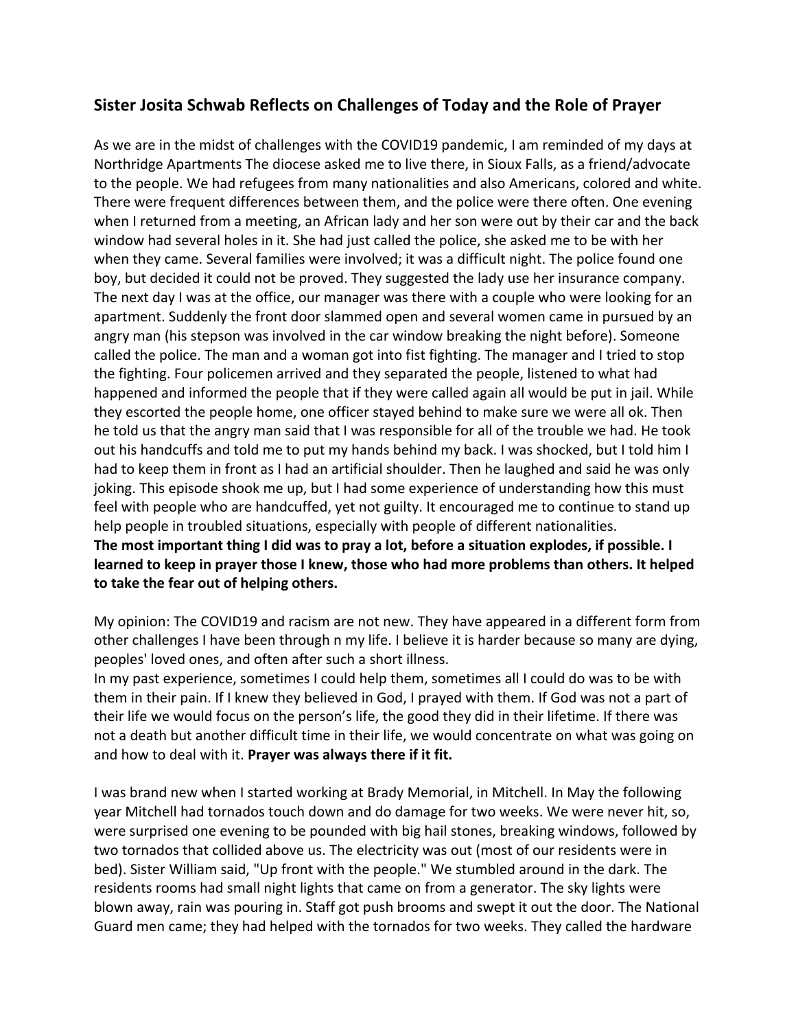## Sister Josita Schwab Reflects on Challenges of Today and the Role of Prayer

As we are in the midst of challenges with the COVID19 pandemic, I am reminded of my days at Northridge Apartments The diocese asked me to live there, in Sioux Falls, as a friend/advocate to the people. We had refugees from many nationalities and also Americans, colored and white. There were frequent differences between them, and the police were there often. One evening when I returned from a meeting, an African lady and her son were out by their car and the back window had several holes in it. She had just called the police, she asked me to be with her when they came. Several families were involved; it was a difficult night. The police found one boy, but decided it could not be proved. They suggested the lady use her insurance company. The next day I was at the office, our manager was there with a couple who were looking for an apartment. Suddenly the front door slammed open and several women came in pursued by an angry man (his stepson was involved in the car window breaking the night before). Someone called the police. The man and a woman got into fist fighting. The manager and I tried to stop the fighting. Four policemen arrived and they separated the people, listened to what had happened and informed the people that if they were called again all would be put in jail. While they escorted the people home, one officer stayed behind to make sure we were all ok. Then he told us that the angry man said that I was responsible for all of the trouble we had. He took out his handcuffs and told me to put my hands behind my back. I was shocked, but I told him I had to keep them in front as I had an artificial shoulder. Then he laughed and said he was only joking. This episode shook me up, but I had some experience of understanding how this must feel with people who are handcuffed, yet not guilty. It encouraged me to continue to stand up help people in troubled situations, especially with people of different nationalities.
**The most important thing I did was to pray a lot, before a situation explodes, if possible. I learned to keep in prayer those I knew, those who had more problems than others. It helped to take the fear out of helping others.**

My opinion: The COVID19 and racism are not new. They have appeared in a different form from other challenges I have been through n my life. I believe it is harder because so many are dying, peoples' loved ones, and often after such a short illness.
In my past experience, sometimes I could help them, sometimes all I could do was to be with them in their pain. If I knew they believed in God, I prayed with them. If God was not a part of their life we would focus on the person's life, the good they did in their lifetime. If there was not a death but another difficult time in their life, we would concentrate on what was going on and how to deal with it. **Prayer was always there if it fit.**

I was brand new when I started working at Brady Memorial, in Mitchell. In May the following year Mitchell had tornados touch down and do damage for two weeks. We were never hit, so, were surprised one evening to be pounded with big hail stones, breaking windows, followed by two tornados that collided above us. The electricity was out (most of our residents were in bed). Sister William said, "Up front with the people." We stumbled around in the dark. The residents rooms had small night lights that came on from a generator. The sky lights were blown away, rain was pouring in. Staff got push brooms and swept it out the door. The National Guard men came; they had helped with the tornados for two weeks. They called the hardware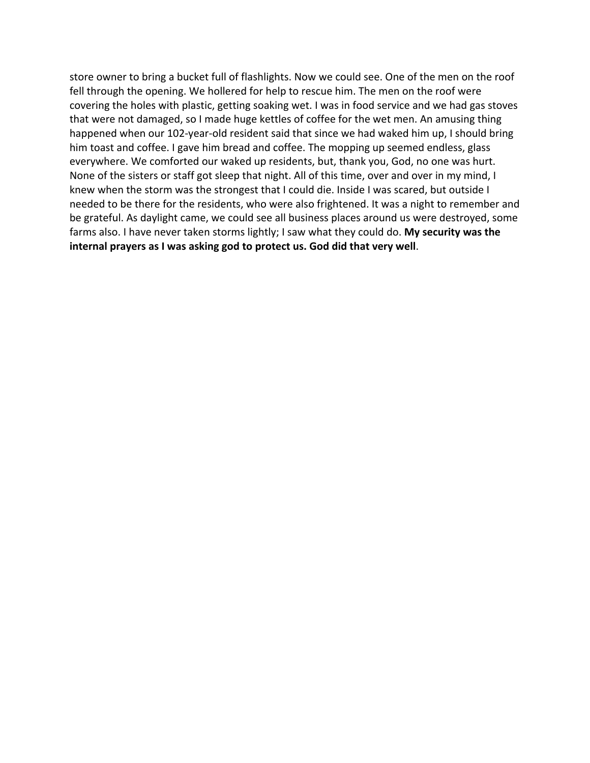store owner to bring a bucket full of flashlights. Now we could see. One of the men on the roof fell through the opening. We hollered for help to rescue him. The men on the roof were covering the holes with plastic, getting soaking wet. I was in food service and we had gas stoves that were not damaged, so I made huge kettles of coffee for the wet men. An amusing thing happened when our 102-year-old resident said that since we had waked him up, I should bring him toast and coffee. I gave him bread and coffee. The mopping up seemed endless, glass everywhere. We comforted our waked up residents, but, thank you, God, no one was hurt. None of the sisters or staff got sleep that night. All of this time, over and over in my mind, I knew when the storm was the strongest that I could die. Inside I was scared, but outside I needed to be there for the residents, who were also frightened. It was a night to remember and be grateful. As daylight came, we could see all business places around us were destroyed, some farms also. I have never taken storms lightly; I saw what they could do. **My security was the internal prayers as I was asking god to protect us. God did that very well**.